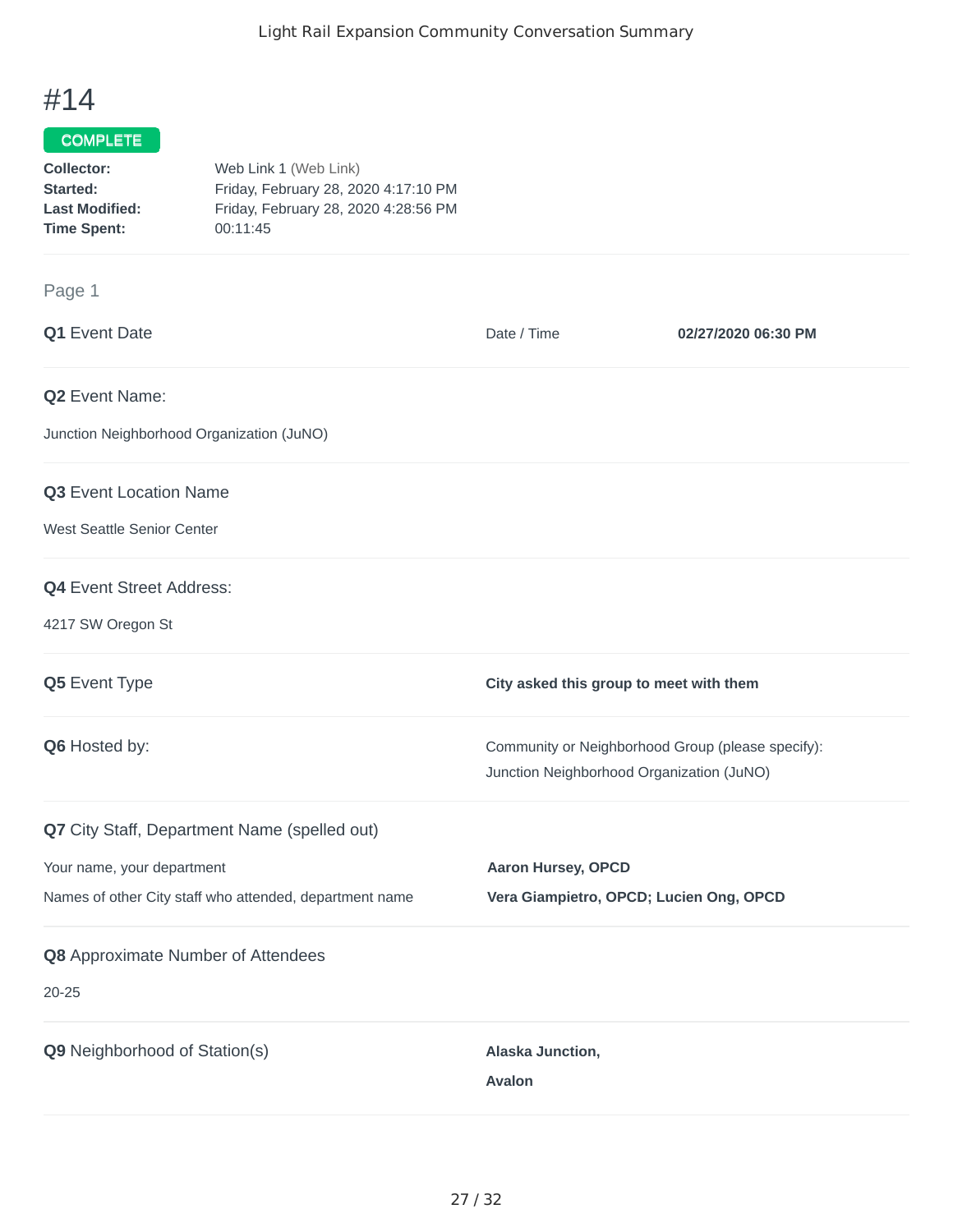# #14

**COMPLETE**

| | |
|---|---|
| **Collector:** | Web Link 1 (Web Link) |
| **Started:** | Friday, February 28, 2020 4:17:10 PM |
| **Last Modified:** | Friday, February 28, 2020 4:28:56 PM |
| **Time Spent:** | 00:11:45 |

## Page 1

**Q1** Event Date

Date / Time **02/27/2020 06:30 PM**

**Q2** Event Name:

Junction Neighborhood Organization (JuNO)

**Q3** Event Location Name

West Seattle Senior Center

**Q4** Event Street Address:

4217 SW Oregon St

**Q5** Event Type

**City asked this group to meet with them**

**Q6** Hosted by:

Community or Neighborhood Group (please specify):
Junction Neighborhood Organization (JuNO)

**Q7** City Staff, Department Name (spelled out)

Your name, your department **Aaron Hursey, OPCD**

Names of other City staff who attended, department name **Vera Giampietro, OPCD; Lucien Ong, OPCD**

**Q8** Approximate Number of Attendees

20-25

**Q9** Neighborhood of Station(s)

**Alaska Junction,**

**Avalon**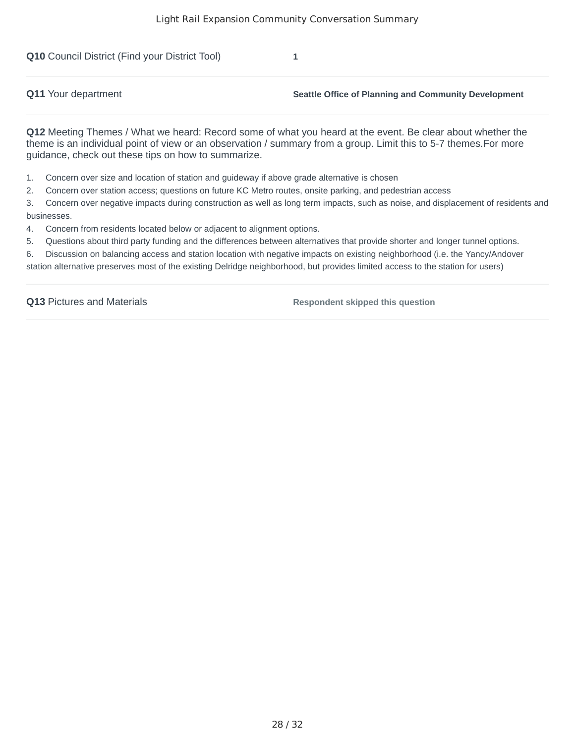**Q10** Council District (Find your District Tool) **1**

**Q11** Your department **Seattle Office of Planning and Community Development**

**Q12** Meeting Themes / What we heard: Record some of what you heard at the event. Be clear about whether the theme is an individual point of view or an observation / summary from a group. Limit this to 5-7 themes.For more guidance, check out these tips on how to summarize.

1. Concern over size and location of station and guideway if above grade alternative is chosen
2. Concern over station access; questions on future KC Metro routes, onsite parking, and pedestrian access
3. Concern over negative impacts during construction as well as long term impacts, such as noise, and displacement of residents and businesses.
4. Concern from residents located below or adjacent to alignment options.
5. Questions about third party funding and the differences between alternatives that provide shorter and longer tunnel options.
6. Discussion on balancing access and station location with negative impacts on existing neighborhood (i.e. the Yancy/Andover station alternative preserves most of the existing Delridge neighborhood, but provides limited access to the station for users)

**Q13** Pictures and Materials **Respondent skipped this question**